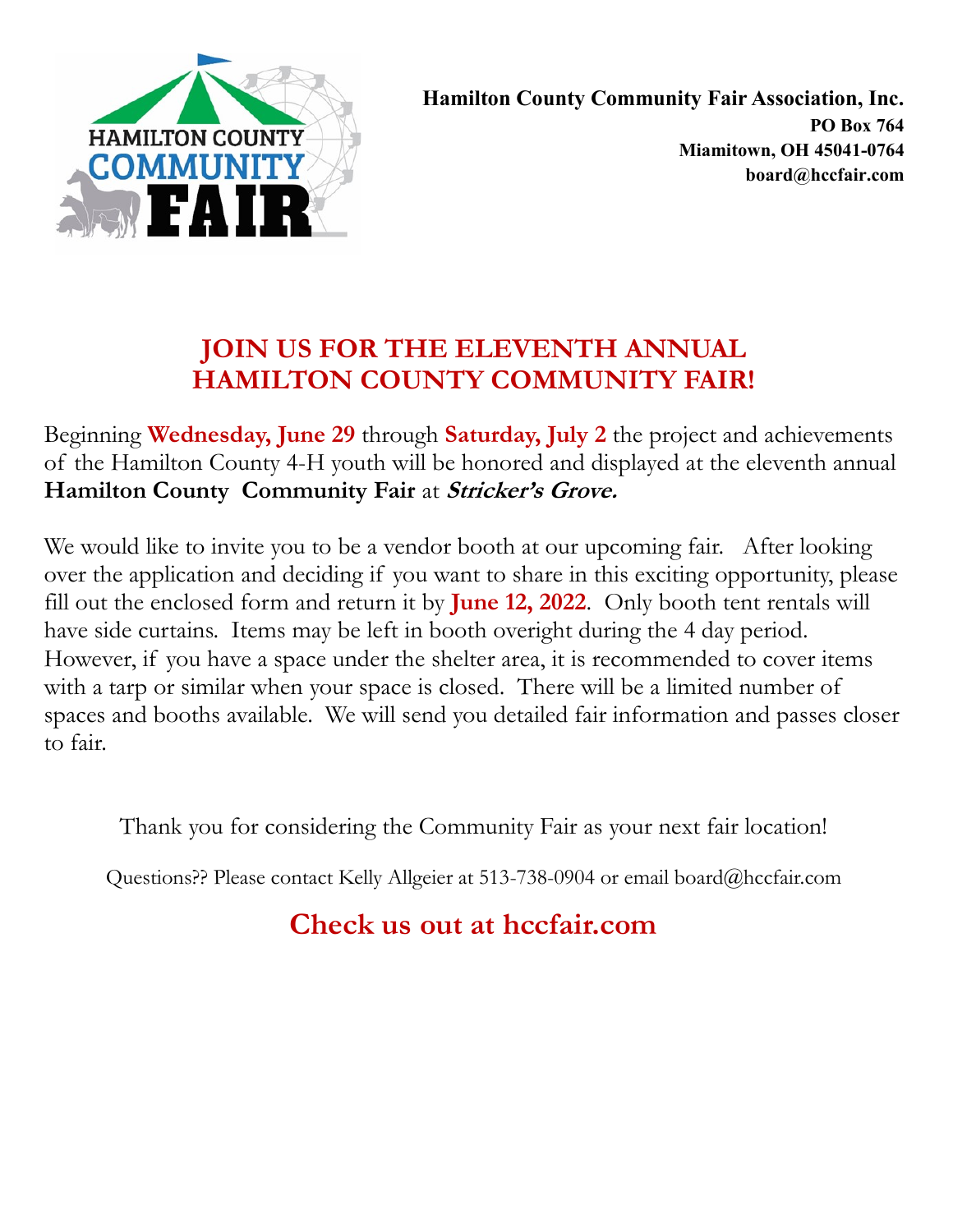**Hamilton County Community Fair Association, Inc.**
**PO Box 764**
**Miamitown, OH 45041-0764**
**board@hccfair.com**

## JOIN US FOR THE ELEVENTH ANNUAL HAMILTON COUNTY COMMUNITY FAIR!

Beginning **Wednesday, June 29** through **Saturday, July 2** the project and achievements of the Hamilton County 4-H youth will be honored and displayed at the eleventh annual **Hamilton County Community Fair** at ***Stricker's Grove.***

We would like to invite you to be a vendor booth at our upcoming fair. After looking over the application and deciding if you want to share in this exciting opportunity, please fill out the enclosed form and return it by **June 12, 2022**. Only booth tent rentals will have side curtains. Items may be left in booth overight during the 4 day period. However, if you have a space under the shelter area, it is recommended to cover items with a tarp or similar when your space is closed. There will be a limited number of spaces and booths available. We will send you detailed fair information and passes closer to fair.

Thank you for considering the Community Fair as your next fair location!

Questions?? Please contact Kelly Allgeier at 513-738-0904 or email board@hccfair.com

## Check us out at hccfair.com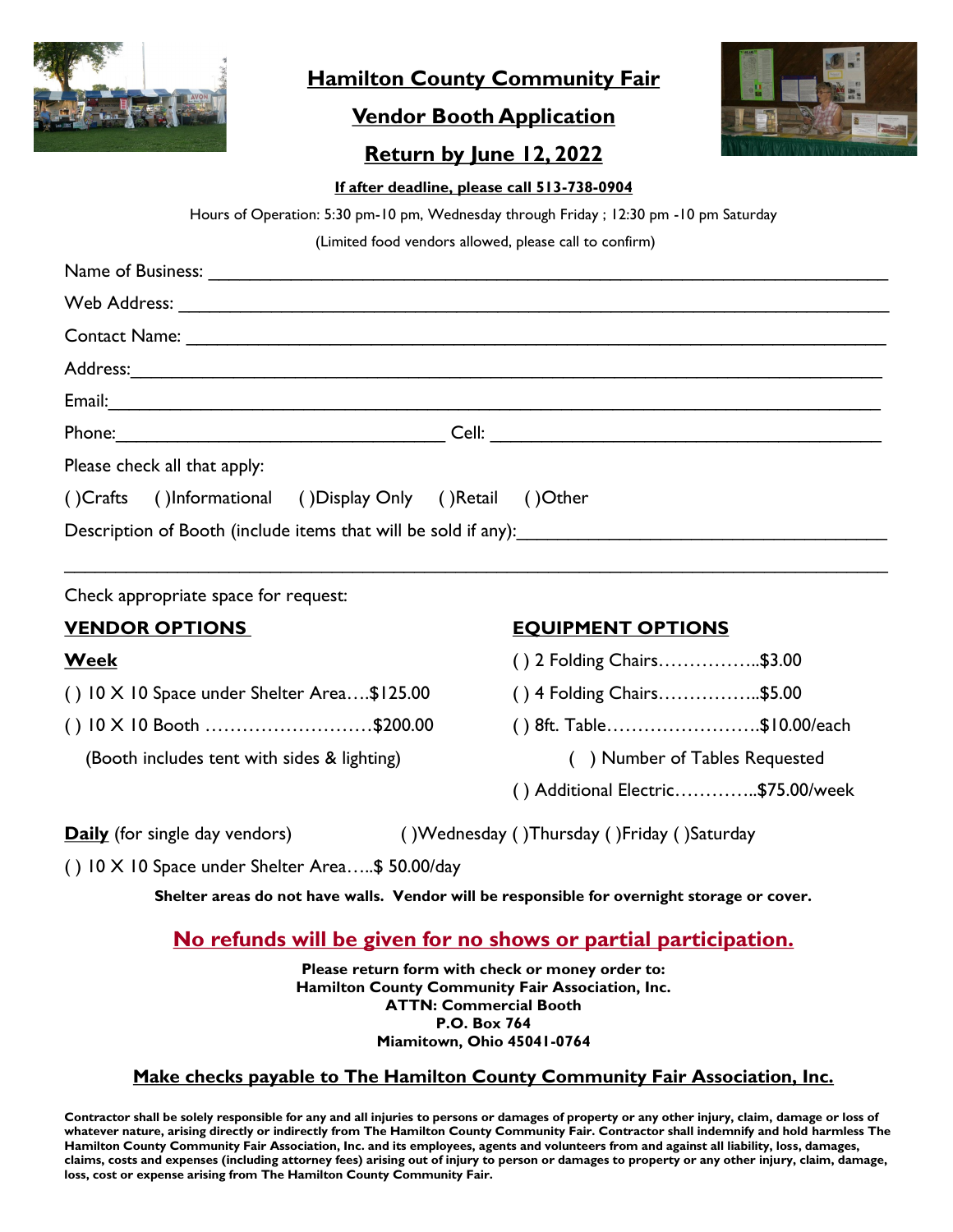# Hamilton County Community Fair

## Vendor Booth Application

## Return by June 12, 2022

**If after deadline, please call 513-738-0904**

Hours of Operation: 5:30 pm-10 pm, Wednesday through Friday ; 12:30 pm -10 pm Saturday

(Limited food vendors allowed, please call to confirm)

Name of Business: ______________________________________________

Web Address: ______________________________________________

Contact Name: ______________________________________________

Address: ______________________________________________

Email: ______________________________________________

Phone: ______________________ Cell: ______________________

Please check all that apply:

( )Crafts ( )Informational ( )Display Only ( )Retail ( )Other

Description of Booth (include items that will be sold if any): ______________________________________________

______________________________________________

Check appropriate space for request:

**VENDOR OPTIONS**

**Week**

( ) 10 X 10 Space under Shelter Area….$125.00

( ) 10 X 10 Booth ………………………$200.00

(Booth includes tent with sides & lighting)

**EQUIPMENT OPTIONS**

( ) 2 Folding Chairs……………..$3.00

( ) 4 Folding Chairs……………..$5.00

( ) 8ft. Table…………………….$10.00/each

( ) Number of Tables Requested

( ) Additional Electric…………..$75.00/week

**Daily** (for single day vendors) ( )Wednesday ( )Thursday ( )Friday ( )Saturday

( ) 10 X 10 Space under Shelter Area…..$ 50.00/day

**Shelter areas do not have walls. Vendor will be responsible for overnight storage or cover.**

**No refunds will be given for no shows or partial participation.**

**Please return form with check or money order to:**
**Hamilton County Community Fair Association, Inc.**
**ATTN: Commercial Booth**
**P.O. Box 764**
**Miamitown, Ohio 45041-0764**

**Make checks payable to The Hamilton County Community Fair Association, Inc.**

**Contractor shall be solely responsible for any and all injuries to persons or damages of property or any other injury, claim, damage or loss of whatever nature, arising directly or indirectly from The Hamilton County Community Fair. Contractor shall indemnify and hold harmless The Hamilton County Community Fair Association, Inc. and its employees, agents and volunteers from and against all liability, loss, damages, claims, costs and expenses (including attorney fees) arising out of injury to person or damages to property or any other injury, claim, damage, loss, cost or expense arising from The Hamilton County Community Fair.**